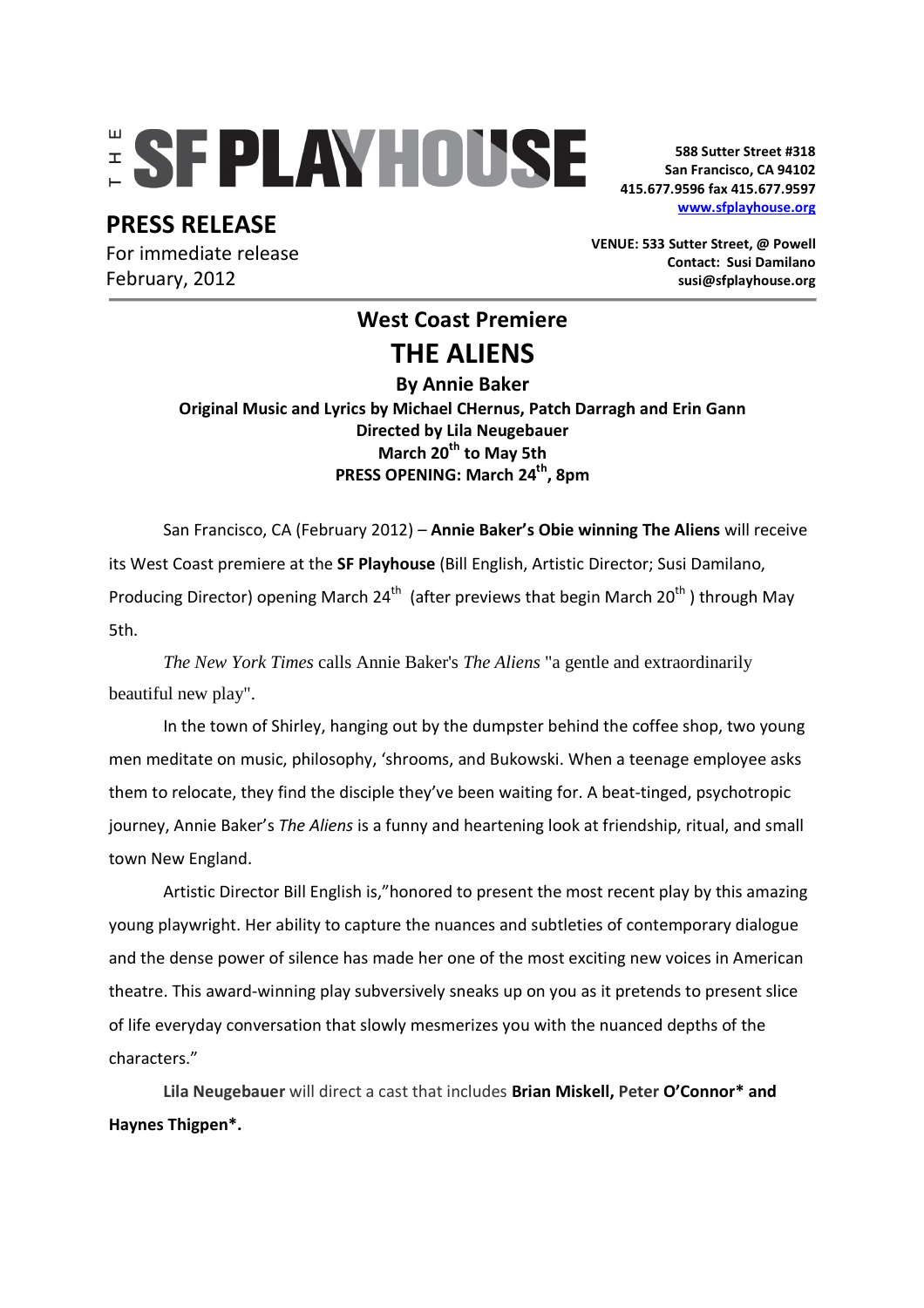# THE SF PLAYHOUSE

588 Sutter Street #318
San Francisco, CA 94102
415.677.9596 fax 415.677.9597
www.sfplayhouse.org

## PRESS RELEASE

For immediate release
February, 2012

VENUE: 533 Sutter Street, @ Powell
Contact: Susi Damilano
susi@sfplayhouse.org

---

## West Coast Premiere

# THE ALIENS

**By Annie Baker**
**Original Music and Lyrics by Michael CHernus, Patch Darragh and Erin Gann**
**Directed by Lila Neugebauer**
**March 20th to May 5th**
**PRESS OPENING: March 24th, 8pm**

San Francisco, CA (February 2012) – **Annie Baker's Obie winning The Aliens** will receive its West Coast premiere at the **SF Playhouse** (Bill English, Artistic Director; Susi Damilano, Producing Director) opening March 24th (after previews that begin March 20th ) through May 5th.

*The New York Times* calls Annie Baker's *The Aliens* "a gentle and extraordinarily beautiful new play".

In the town of Shirley, hanging out by the dumpster behind the coffee shop, two young men meditate on music, philosophy, 'shrooms, and Bukowski. When a teenage employee asks them to relocate, they find the disciple they've been waiting for. A beat-tinged, psychotropic journey, Annie Baker's *The Aliens* is a funny and heartening look at friendship, ritual, and small town New England.

Artistic Director Bill English is,"honored to present the most recent play by this amazing young playwright. Her ability to capture the nuances and subtleties of contemporary dialogue and the dense power of silence has made her one of the most exciting new voices in American theatre. This award-winning play subversively sneaks up on you as it pretends to present slice of life everyday conversation that slowly mesmerizes you with the nuanced depths of the characters."

**Lila Neugebauer** will direct a cast that includes **Brian Miskell, Peter O'Connor\* and Haynes Thigpen\*.**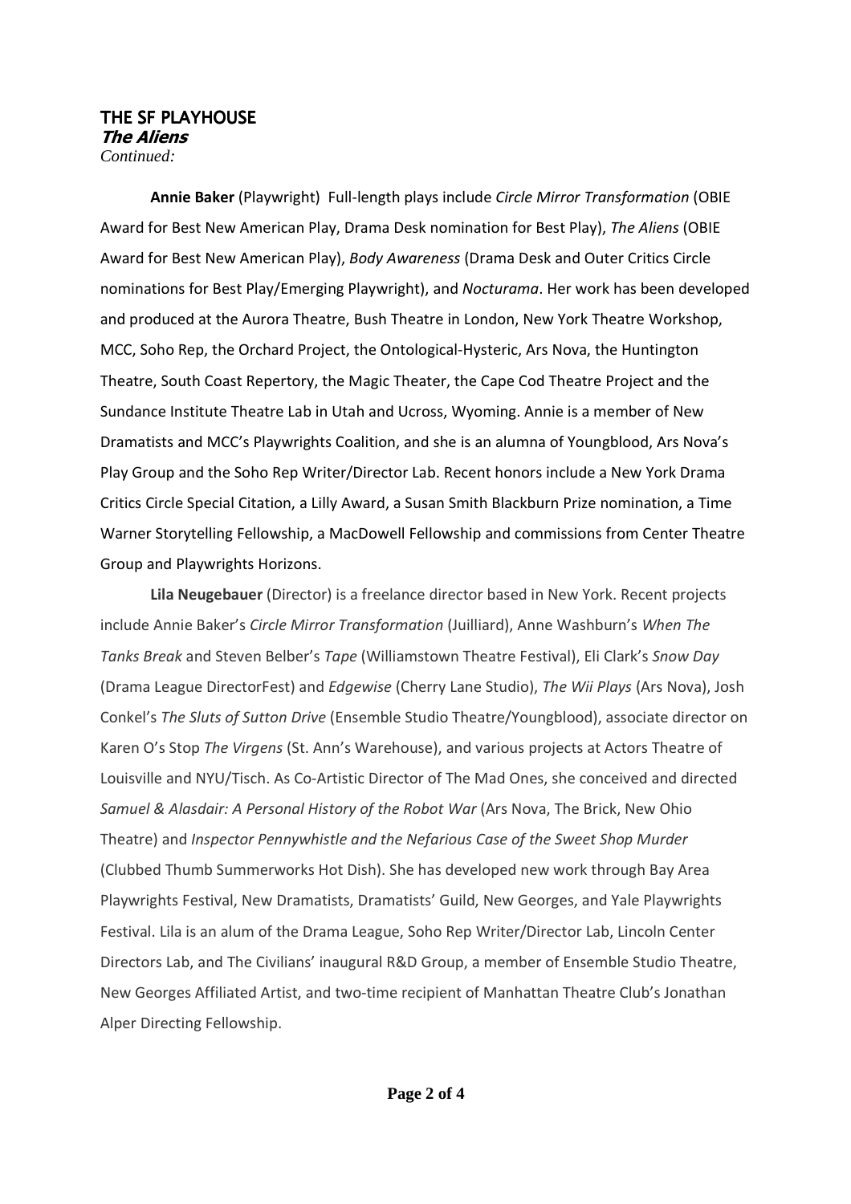**THE SF PLAYHOUSE**
***The Aliens***
*Continued:*

**Annie Baker** (Playwright) Full-length plays include *Circle Mirror Transformation* (OBIE Award for Best New American Play, Drama Desk nomination for Best Play), *The Aliens* (OBIE Award for Best New American Play), *Body Awareness* (Drama Desk and Outer Critics Circle nominations for Best Play/Emerging Playwright), and *Nocturama*. Her work has been developed and produced at the Aurora Theatre, Bush Theatre in London, New York Theatre Workshop, MCC, Soho Rep, the Orchard Project, the Ontological-Hysteric, Ars Nova, the Huntington Theatre, South Coast Repertory, the Magic Theater, the Cape Cod Theatre Project and the Sundance Institute Theatre Lab in Utah and Ucross, Wyoming. Annie is a member of New Dramatists and MCC's Playwrights Coalition, and she is an alumna of Youngblood, Ars Nova's Play Group and the Soho Rep Writer/Director Lab. Recent honors include a New York Drama Critics Circle Special Citation, a Lilly Award, a Susan Smith Blackburn Prize nomination, a Time Warner Storytelling Fellowship, a MacDowell Fellowship and commissions from Center Theatre Group and Playwrights Horizons.

**Lila Neugebauer** (Director) is a freelance director based in New York. Recent projects include Annie Baker's *Circle Mirror Transformation* (Juilliard), Anne Washburn's *When The Tanks Break* and Steven Belber's *Tape* (Williamstown Theatre Festival), Eli Clark's *Snow Day* (Drama League DirectorFest) and *Edgewise* (Cherry Lane Studio), *The Wii Plays* (Ars Nova), Josh Conkel's *The Sluts of Sutton Drive* (Ensemble Studio Theatre/Youngblood), associate director on Karen O's Stop *The Virgens* (St. Ann's Warehouse), and various projects at Actors Theatre of Louisville and NYU/Tisch. As Co-Artistic Director of The Mad Ones, she conceived and directed *Samuel & Alasdair: A Personal History of the Robot War* (Ars Nova, The Brick, New Ohio Theatre) and *Inspector Pennywhistle and the Nefarious Case of the Sweet Shop Murder* (Clubbed Thumb Summerworks Hot Dish). She has developed new work through Bay Area Playwrights Festival, New Dramatists, Dramatists' Guild, New Georges, and Yale Playwrights Festival. Lila is an alum of the Drama League, Soho Rep Writer/Director Lab, Lincoln Center Directors Lab, and The Civilians' inaugural R&D Group, a member of Ensemble Studio Theatre, New Georges Affiliated Artist, and two-time recipient of Manhattan Theatre Club's Jonathan Alper Directing Fellowship.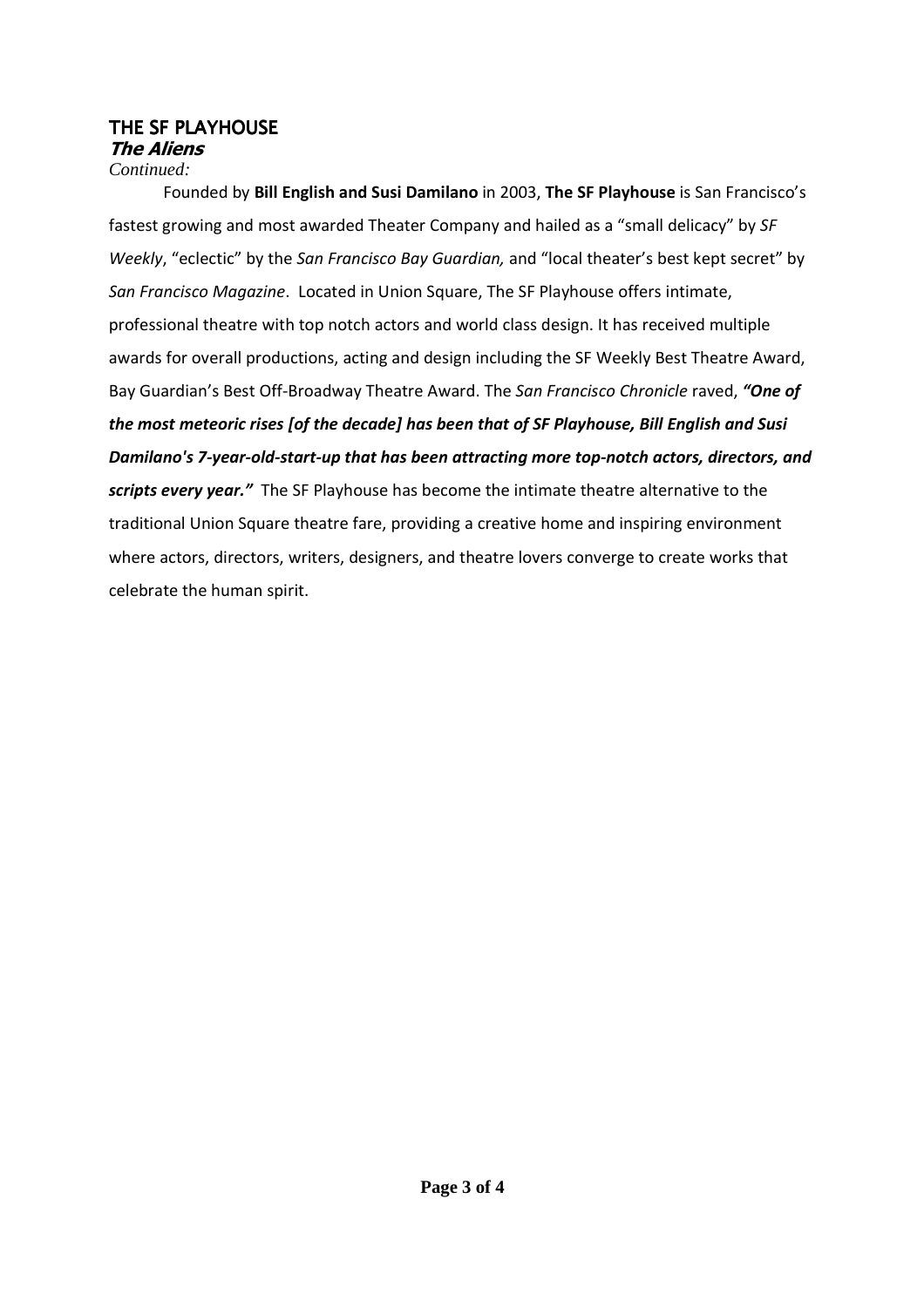# THE SF PLAYHOUSE

## *The Aliens*

*Continued:*

Founded by **Bill English and Susi Damilano** in 2003, **The SF Playhouse** is San Francisco's fastest growing and most awarded Theater Company and hailed as a "small delicacy" by *SF Weekly*, "eclectic" by the *San Francisco Bay Guardian,* and "local theater's best kept secret" by *San Francisco Magazine*. Located in Union Square, The SF Playhouse offers intimate, professional theatre with top notch actors and world class design. It has received multiple awards for overall productions, acting and design including the SF Weekly Best Theatre Award, Bay Guardian's Best Off-Broadway Theatre Award. The *San Francisco Chronicle* raved, ***"One of the most meteoric rises [of the decade] has been that of SF Playhouse, Bill English and Susi Damilano's 7-year-old-start-up that has been attracting more top-notch actors, directors, and scripts every year."*** The SF Playhouse has become the intimate theatre alternative to the traditional Union Square theatre fare, providing a creative home and inspiring environment where actors, directors, writers, designers, and theatre lovers converge to create works that celebrate the human spirit.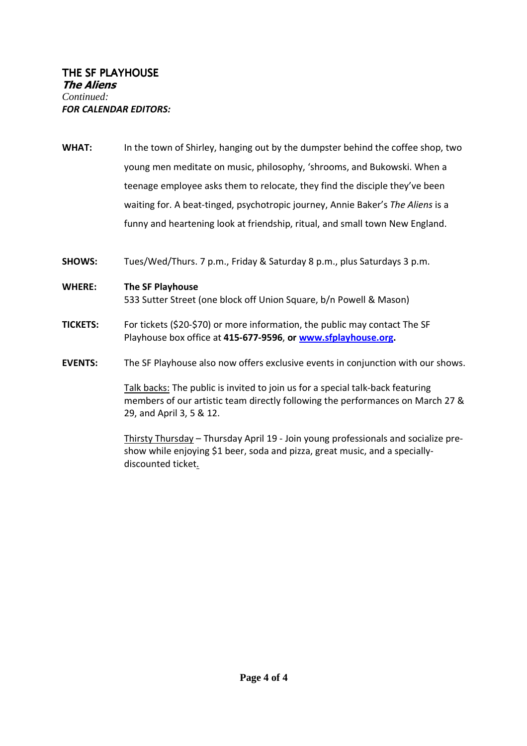**THE SF PLAYHOUSE**
***The Aliens***
*Continued:*
***FOR CALENDAR EDITORS:***

**WHAT:** In the town of Shirley, hanging out by the dumpster behind the coffee shop, two young men meditate on music, philosophy, 'shrooms, and Bukowski. When a teenage employee asks them to relocate, they find the disciple they've been waiting for. A beat-tinged, psychotropic journey, Annie Baker's *The Aliens* is a funny and heartening look at friendship, ritual, and small town New England.

**SHOWS:** Tues/Wed/Thurs. 7 p.m., Friday & Saturday 8 p.m., plus Saturdays 3 p.m.

**WHERE:** **The SF Playhouse**
533 Sutter Street (one block off Union Square, b/n Powell & Mason)

**TICKETS:** For tickets ($20-$70) or more information, the public may contact The SF Playhouse box office at **415-677-9596**, **or [www.sfplayhouse.org](http://www.sfplayhouse.org).**

**EVENTS:** The SF Playhouse also now offers exclusive events in conjunction with our shows.

Talk backs: The public is invited to join us for a special talk-back featuring members of our artistic team directly following the performances on March 27 & 29, and April 3, 5 & 12.

Thirsty Thursday – Thursday April 19 - Join young professionals and socialize pre-show while enjoying $1 beer, soda and pizza, great music, and a specially-discounted ticket.